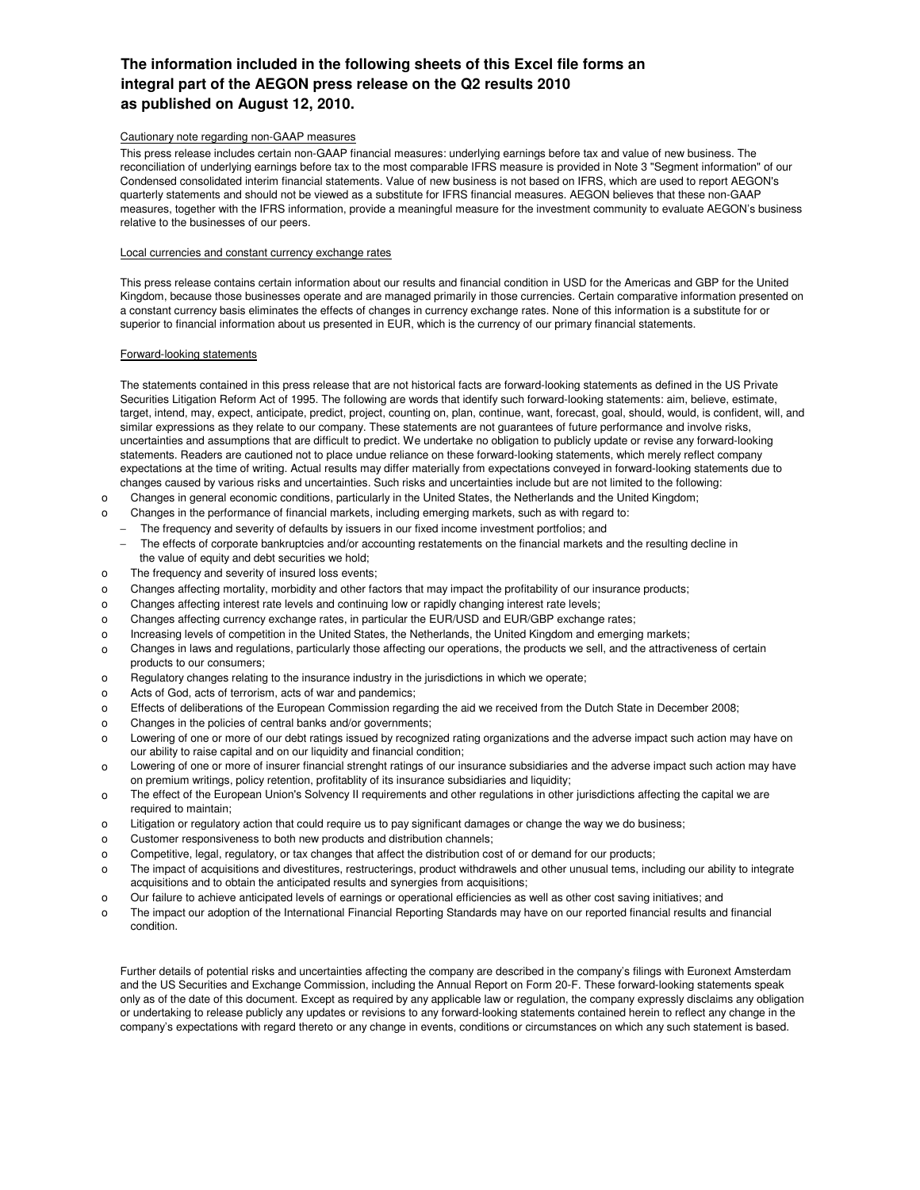**The information included in the following sheets of this Excel file forms an integral part of the AEGON press release on the Q2 results 2010 as published on August 12, 2010.**

Cautionary note regarding non-GAAP measures

This press release includes certain non-GAAP financial measures: underlying earnings before tax and value of new business. The reconciliation of underlying earnings before tax to the most comparable IFRS measure is provided in Note 3 "Segment information" of our Condensed consolidated interim financial statements. Value of new business is not based on IFRS, which are used to report AEGON's quarterly statements and should not be viewed as a substitute for IFRS financial measures. AEGON believes that these non-GAAP measures, together with the IFRS information, provide a meaningful measure for the investment community to evaluate AEGON's business relative to the businesses of our peers.

Local currencies and constant currency exchange rates

This press release contains certain information about our results and financial condition in USD for the Americas and GBP for the United Kingdom, because those businesses operate and are managed primarily in those currencies. Certain comparative information presented on a constant currency basis eliminates the effects of changes in currency exchange rates. None of this information is a substitute for or superior to financial information about us presented in EUR, which is the currency of our primary financial statements.

Forward-looking statements

The statements contained in this press release that are not historical facts are forward-looking statements as defined in the US Private Securities Litigation Reform Act of 1995. The following are words that identify such forward-looking statements: aim, believe, estimate, target, intend, may, expect, anticipate, predict, project, counting on, plan, continue, want, forecast, goal, should, would, is confident, will, and similar expressions as they relate to our company. These statements are not guarantees of future performance and involve risks, uncertainties and assumptions that are difficult to predict. We undertake no obligation to publicly update or revise any forward-looking statements. Readers are cautioned not to place undue reliance on these forward-looking statements, which merely reflect company expectations at the time of writing. Actual results may differ materially from expectations conveyed in forward-looking statements due to changes caused by various risks and uncertainties. Such risks and uncertainties include but are not limited to the following:

- Changes in general economic conditions, particularly in the United States, the Netherlands and the United Kingdom;
- Changes in the performance of financial markets, including emerging markets, such as with regard to:
  - The frequency and severity of defaults by issuers in our fixed income investment portfolios; and
  - The effects of corporate bankruptcies and/or accounting restatements on the financial markets and the resulting decline in the value of equity and debt securities we hold;
- The frequency and severity of insured loss events;
- Changes affecting mortality, morbidity and other factors that may impact the profitability of our insurance products;
- Changes affecting interest rate levels and continuing low or rapidly changing interest rate levels;
- Changes affecting currency exchange rates, in particular the EUR/USD and EUR/GBP exchange rates;
- Increasing levels of competition in the United States, the Netherlands, the United Kingdom and emerging markets;
- Changes in laws and regulations, particularly those affecting our operations, the products we sell, and the attractiveness of certain products to our consumers;
- Regulatory changes relating to the insurance industry in the jurisdictions in which we operate;
- Acts of God, acts of terrorism, acts of war and pandemics;
- Effects of deliberations of the European Commission regarding the aid we received from the Dutch State in December 2008;
- Changes in the policies of central banks and/or governments;
- Lowering of one or more of our debt ratings issued by recognized rating organizations and the adverse impact such action may have on our ability to raise capital and on our liquidity and financial condition;
- Lowering of one or more of insurer financial strenght ratings of our insurance subsidiaries and the adverse impact such action may have on premium writings, policy retention, profitablity of its insurance subsidiaries and liquidity;
- The effect of the European Union's Solvency II requirements and other regulations in other jurisdictions affecting the capital we are required to maintain;
- Litigation or regulatory action that could require us to pay significant damages or change the way we do business;
- Customer responsiveness to both new products and distribution channels;
- Competitive, legal, regulatory, or tax changes that affect the distribution cost of or demand for our products;
- The impact of acquisitions and divestitures, restructurings, product withdrawels and other unusual tems, including our ability to integrate acquisitions and to obtain the anticipated results and synergies from acquisitions;
- Our failure to achieve anticipated levels of earnings or operational efficiencies as well as other cost saving initiatives; and
- The impact our adoption of the International Financial Reporting Standards may have on our reported financial results and financial condition.

Further details of potential risks and uncertainties affecting the company are described in the company's filings with Euronext Amsterdam and the US Securities and Exchange Commission, including the Annual Report on Form 20-F. These forward-looking statements speak only as of the date of this document. Except as required by any applicable law or regulation, the company expressly disclaims any obligation or undertaking to release publicly any updates or revisions to any forward-looking statements contained herein to reflect any change in the company's expectations with regard thereto or any change in events, conditions or circumstances on which any such statement is based.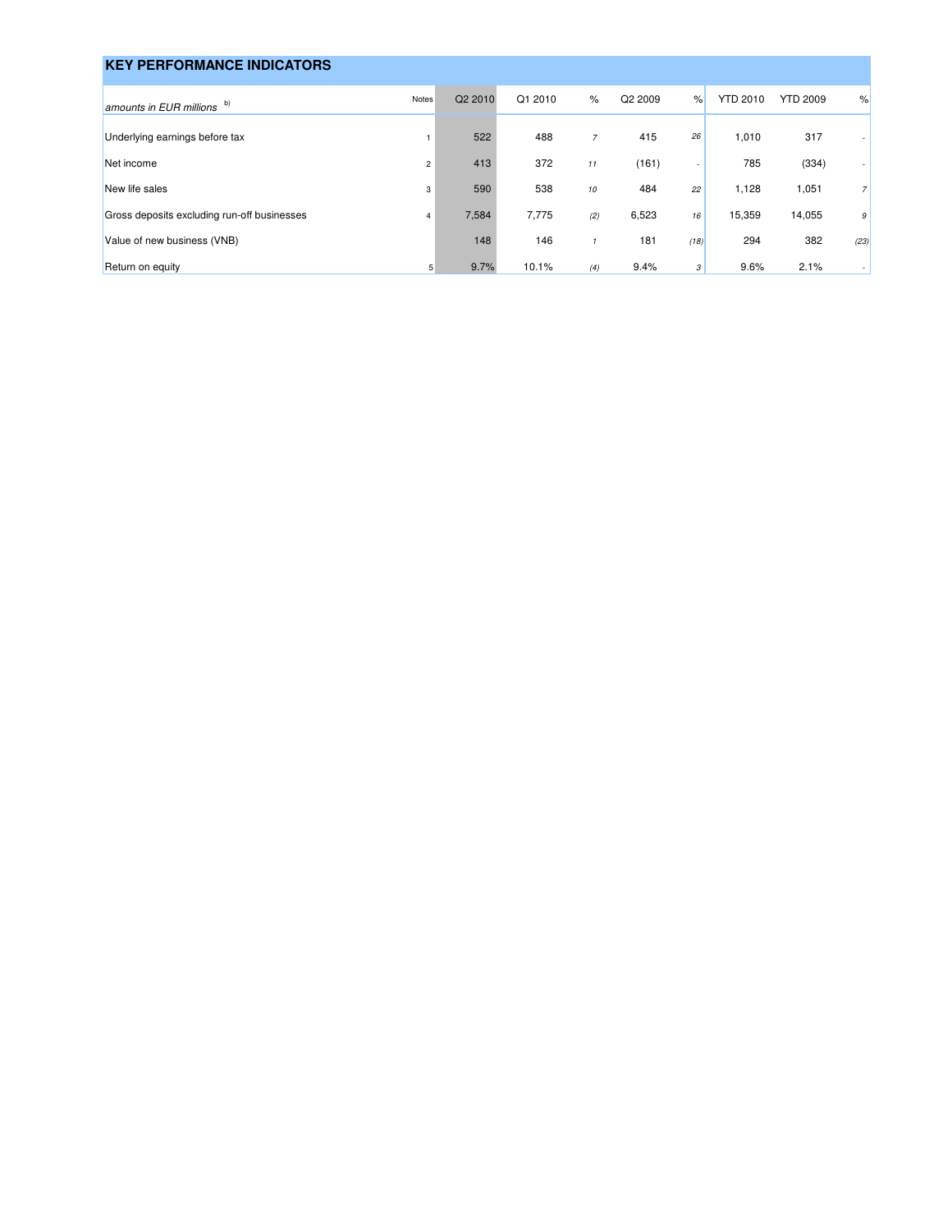## KEY PERFORMANCE INDICATORS

| *amounts in EUR millions* [b) ] | Notes | Q2 2010 | Q1 2010 | % | Q2 2009 | % | YTD 2010 | YTD 2009 | % |
|---|---|---|---|---|---|---|---|---|---|
| Underlying earnings before tax | 1 | 522 | 488 | *7* | 415 | *26* | 1,010 | 317 | - |
| Net income | 2 | 413 | 372 | *11* | (161) | - | 785 | (334) | - |
| New life sales | 3 | 590 | 538 | *10* | 484 | *22* | 1,128 | 1,051 | *7* |
| Gross deposits excluding run-off businesses | 4 | 7,584 | 7,775 | *(2)* | 6,523 | *16* | 15,359 | 14,055 | *9* |
| Value of new business (VNB) | | 148 | 146 | *1* | 181 | *(18)* | 294 | 382 | *(23)* |
| Return on equity | 5 | 9.7% | 10.1% | *(4)* | 9.4% | *3* | 9.6% | 2.1% | - |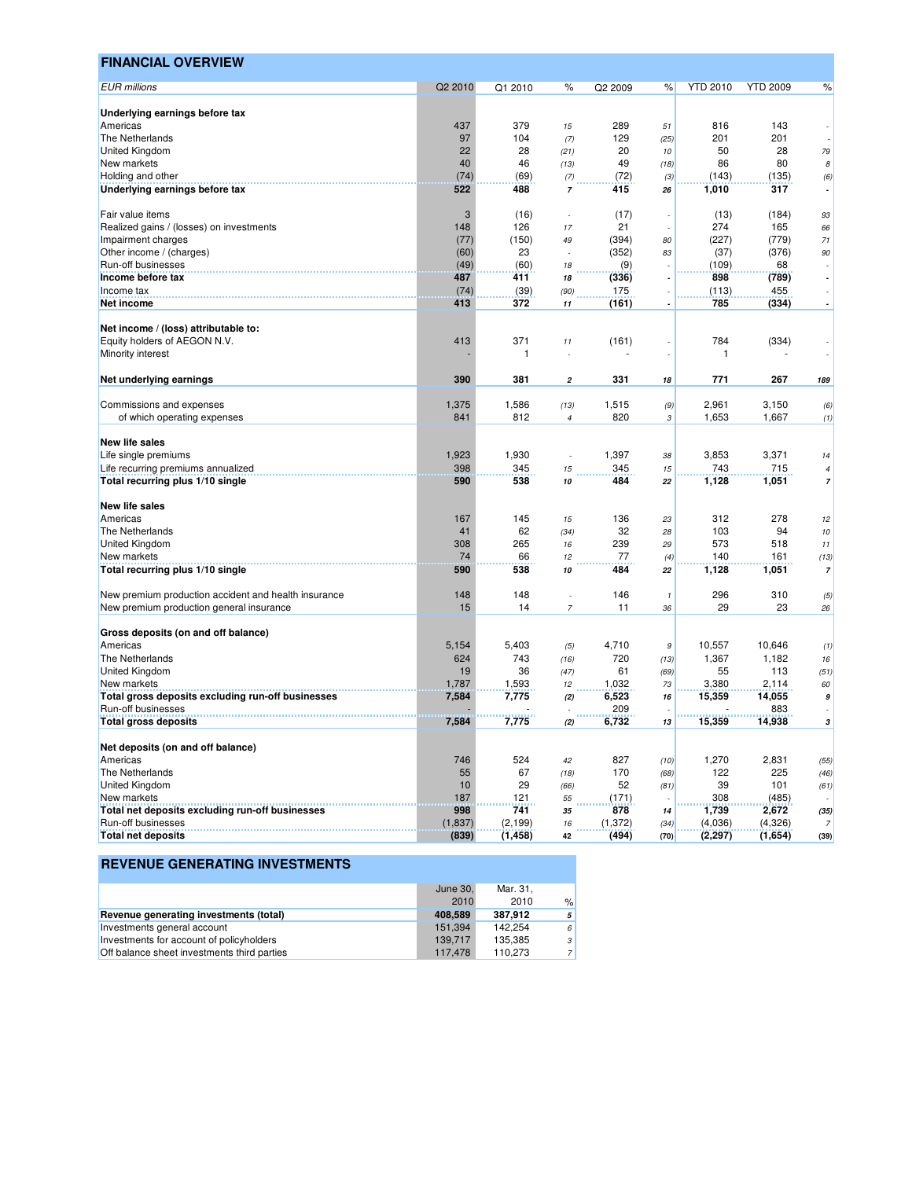## FINANCIAL OVERVIEW

| *EUR millions* | Q2 2010 | Q1 2010 | % | Q2 2009 | % | YTD 2010 | YTD 2009 | % |
|---|---|---|---|---|---|---|---|---|
| **Underlying earnings before tax** | | | | | | | | |
| Americas | 437 | 379 | 15 | 289 | 51 | 816 | 143 | - |
| The Netherlands | 97 | 104 | (7) | 129 | (25) | 201 | 201 | - |
| United Kingdom | 22 | 28 | (21) | 20 | 10 | 50 | 28 | 79 |
| New markets | 40 | 46 | (13) | 49 | (18) | 86 | 80 | 8 |
| Holding and other | (74) | (69) | (7) | (72) | (3) | (143) | (135) | (6) |
| **Underlying earnings before tax** | **522** | **488** | **7** | **415** | **26** | **1,010** | **317** | **-** |
| | | | | | | | | |
| Fair value items | 3 | (16) | - | (17) | - | (13) | (184) | 93 |
| Realized gains / (losses) on investments | 148 | 126 | 17 | 21 | - | 274 | 165 | 66 |
| Impairment charges | (77) | (150) | 49 | (394) | 80 | (227) | (779) | 71 |
| Other income / (charges) | (60) | 23 | - | (352) | 83 | (37) | (376) | 90 |
| Run-off businesses | (49) | (60) | 18 | (9) | - | (109) | 68 | - |
| **Income before tax** | **487** | **411** | **18** | **(336)** | **-** | **898** | **(789)** | **-** |
| Income tax | (74) | (39) | (90) | 175 | - | (113) | 455 | - |
| **Net income** | **413** | **372** | **11** | **(161)** | **-** | **785** | **(334)** | **-** |
| | | | | | | | | |
| **Net income / (loss) attributable to:** | | | | | | | | |
| Equity holders of AEGON N.V. | 413 | 371 | 11 | (161) | - | 784 | (334) | - |
| Minority interest | - | 1 | - | - | - | 1 | - | - |
| | | | | | | | | |
| **Net underlying earnings** | **390** | **381** | **2** | **331** | **18** | **771** | **267** | **189** |
| | | | | | | | | |
| Commissions and expenses | 1,375 | 1,586 | (13) | 1,515 | (9) | 2,961 | 3,150 | (6) |
| of which operating expenses | 841 | 812 | 4 | 820 | 3 | 1,653 | 1,667 | (1) |
| | | | | | | | | |
| **New life sales** | | | | | | | | |
| Life single premiums | 1,923 | 1,930 | - | 1,397 | 38 | 3,853 | 3,371 | 14 |
| Life recurring premiums annualized | 398 | 345 | 15 | 345 | 15 | 743 | 715 | 4 |
| **Total recurring plus 1/10 single** | **590** | **538** | **10** | **484** | **22** | **1,128** | **1,051** | **7** |
| | | | | | | | | |
| **New life sales** | | | | | | | | |
| Americas | 167 | 145 | 15 | 136 | 23 | 312 | 278 | 12 |
| The Netherlands | 41 | 62 | (34) | 32 | 28 | 103 | 94 | 10 |
| United Kingdom | 308 | 265 | 16 | 239 | 29 | 573 | 518 | 11 |
| New markets | 74 | 66 | 12 | 77 | (4) | 140 | 161 | (13) |
| **Total recurring plus 1/10 single** | **590** | **538** | **10** | **484** | **22** | **1,128** | **1,051** | **7** |
| | | | | | | | | |
| New premium production accident and health insurance | 148 | 148 | - | 146 | 1 | 296 | 310 | (5) |
| New premium production general insurance | 15 | 14 | 7 | 11 | 36 | 29 | 23 | 26 |
| | | | | | | | | |
| **Gross deposits (on and off balance)** | | | | | | | | |
| Americas | 5,154 | 5,403 | (5) | 4,710 | 9 | 10,557 | 10,646 | (1) |
| The Netherlands | 624 | 743 | (16) | 720 | (13) | 1,367 | 1,182 | 16 |
| United Kingdom | 19 | 36 | (47) | 61 | (69) | 55 | 113 | (51) |
| New markets | 1,787 | 1,593 | 12 | 1,032 | 73 | 3,380 | 2,114 | 60 |
| **Total gross deposits excluding run-off businesses** | **7,584** | **7,775** | **(2)** | **6,523** | **16** | **15,359** | **14,055** | **9** |
| Run-off businesses | - | - | - | 209 | - | - | 883 | - |
| **Total gross deposits** | **7,584** | **7,775** | **(2)** | **6,732** | **13** | **15,359** | **14,938** | **3** |
| | | | | | | | | |
| **Net deposits (on and off balance)** | | | | | | | | |
| Americas | 746 | 524 | 42 | 827 | (10) | 1,270 | 2,831 | (55) |
| The Netherlands | 55 | 67 | (18) | 170 | (68) | 122 | 225 | (46) |
| United Kingdom | 10 | 29 | (66) | 52 | (81) | 39 | 101 | (61) |
| New markets | 187 | 121 | 55 | (171) | - | 308 | (485) | - |
| **Total net deposits excluding run-off businesses** | **998** | **741** | **35** | **878** | **14** | **1,739** | **2,672** | **(35)** |
| Run-off businesses | (1,837) | (2,199) | 16 | (1,372) | (34) | (4,036) | (4,326) | 7 |
| **Total net deposits** | **(839)** | **(1,458)** | **42** | **(494)** | **(70)** | **(2,297)** | **(1,654)** | **(39)** |

## REVENUE GENERATING INVESTMENTS

| | June 30, 2010 | Mar. 31, 2010 | % |
|---|---|---|---|
| **Revenue generating investments (total)** | **408,589** | **387,912** | **5** |
| Investments general account | 151,394 | 142,254 | 6 |
| Investments for account of policyholders | 139,717 | 135,385 | 3 |
| Off balance sheet investments third parties | 117,478 | 110,273 | 7 |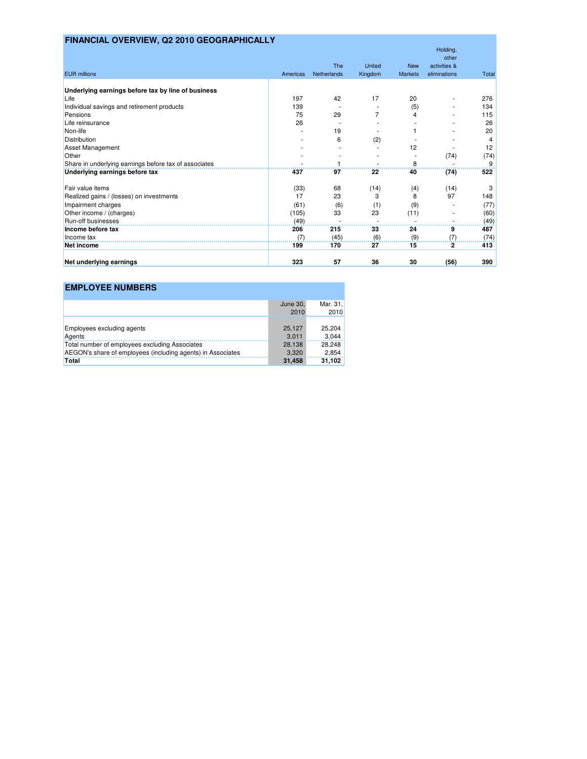## FINANCIAL OVERVIEW, Q2 2010 GEOGRAPHICALLY

| EUR millions | Americas | The Netherlands | United Kingdom | New Markets | Holding, other activities & eliminations | Total |
|---|---|---|---|---|---|---|
| **Underlying earnings before tax by line of business** | | | | | | |
| Life | 197 | 42 | 17 | 20 | - | 276 |
| Individual savings and retirement products | 139 | - | - | (5) | - | 134 |
| Pensions | 75 | 29 | 7 | 4 | - | 115 |
| Life reinsurance | 26 | - | - | - | - | 26 |
| Non-life | - | 19 | - | 1 | - | 20 |
| Distribution | - | 6 | (2) | - | - | 4 |
| Asset Management | - | - | - | 12 | - | 12 |
| Other | - | - | - | - | (74) | (74) |
| Share in underlying earnings before tax of associates | - | 1 | - | 8 | - | 9 |
| **Underlying earnings before tax** | **437** | **97** | **22** | **40** | **(74)** | **522** |
| | | | | | | |
| Fair value items | (33) | 68 | (14) | (4) | (14) | 3 |
| Realized gains / (losses) on investments | 17 | 23 | 3 | 8 | 97 | 148 |
| Impairment charges | (61) | (6) | (1) | (9) | - | (77) |
| Other income / (charges) | (105) | 33 | 23 | (11) | - | (60) |
| Run-off businesses | (49) | - | - | - | - | (49) |
| **Income before tax** | **206** | **215** | **33** | **24** | **9** | **487** |
| Income tax | (7) | (45) | (6) | (9) | (7) | (74) |
| **Net income** | **199** | **170** | **27** | **15** | **2** | **413** |
| | | | | | | |
| **Net underlying earnings** | **323** | **57** | **36** | **30** | **(56)** | **390** |

## EMPLOYEE NUMBERS

| | June 30, 2010 | Mar. 31, 2010 |
|---|---|---|
| Employees excluding agents | 25,127 | 25,204 |
| Agents | 3,011 | 3,044 |
| Total number of employees excluding Associates | 28,138 | 28,248 |
| AEGON's share of employees (including agents) in Associates | 3,320 | 2,854 |
| **Total** | **31,458** | **31,102** |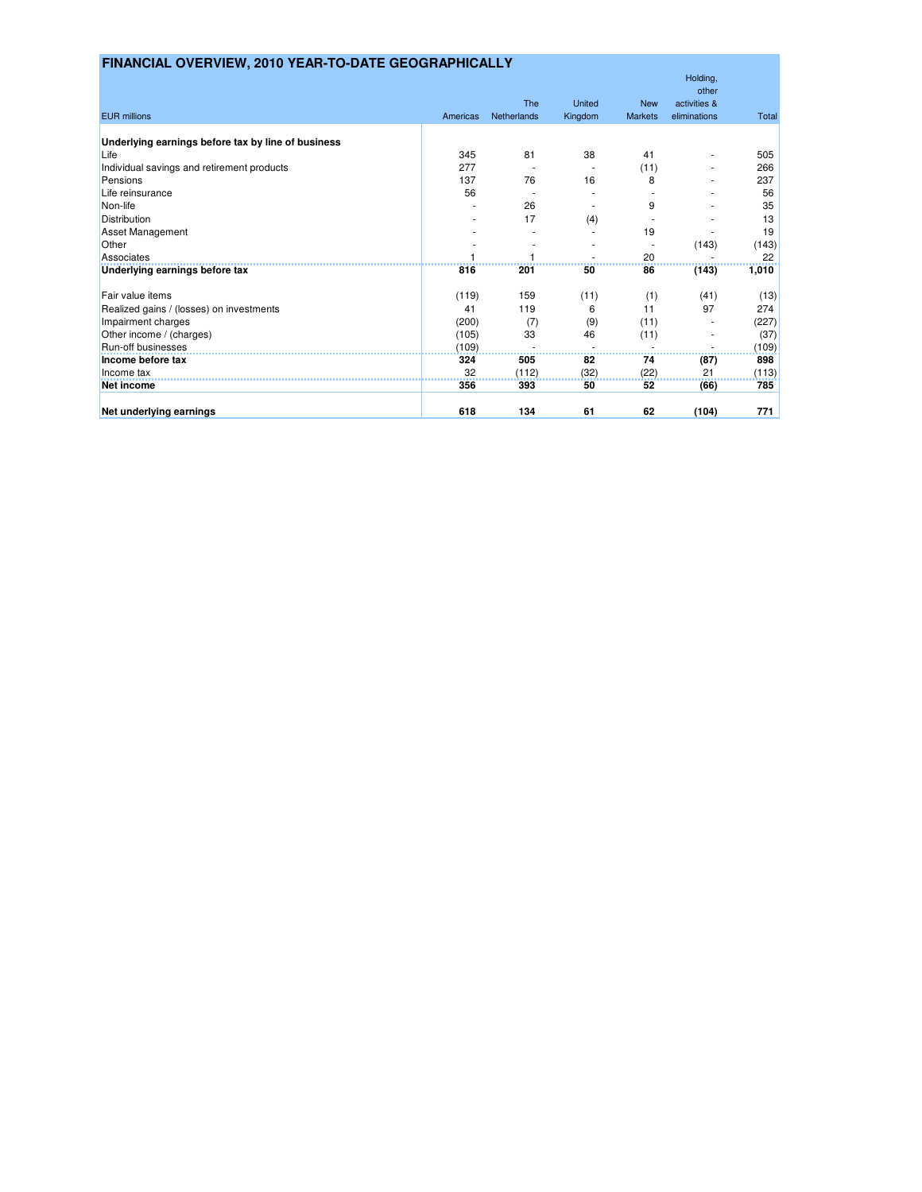## FINANCIAL OVERVIEW, 2010 YEAR-TO-DATE GEOGRAPHICALLY

| EUR millions | Americas | The Netherlands | United Kingdom | New Markets | Holding, other activities & eliminations | Total |
|---|---|---|---|---|---|---|
| **Underlying earnings before tax by line of business** | | | | | | |
| Life | 345 | 81 | 38 | 41 | - | 505 |
| Individual savings and retirement products | 277 | - | - | (11) | - | 266 |
| Pensions | 137 | 76 | 16 | 8 | - | 237 |
| Life reinsurance | 56 | - | - | - | - | 56 |
| Non-life | - | 26 | - | 9 | - | 35 |
| Distribution | - | 17 | (4) | - | - | 13 |
| Asset Management | - | - | - | 19 | - | 19 |
| Other | - | - | - | - | (143) | (143) |
| Associates | 1 | 1 | - | 20 | - | 22 |
| **Underlying earnings before tax** | **816** | **201** | **50** | **86** | **(143)** | **1,010** |
| | | | | | | |
| Fair value items | (119) | 159 | (11) | (1) | (41) | (13) |
| Realized gains / (losses) on investments | 41 | 119 | 6 | 11 | 97 | 274 |
| Impairment charges | (200) | (7) | (9) | (11) | - | (227) |
| Other income / (charges) | (105) | 33 | 46 | (11) | - | (37) |
| Run-off businesses | (109) | - | - | - | - | (109) |
| **Income before tax** | **324** | **505** | **82** | **74** | **(87)** | **898** |
| Income tax | 32 | (112) | (32) | (22) | 21 | (113) |
| **Net income** | **356** | **393** | **50** | **52** | **(66)** | **785** |
| | | | | | | |
| **Net underlying earnings** | **618** | **134** | **61** | **62** | **(104)** | **771** |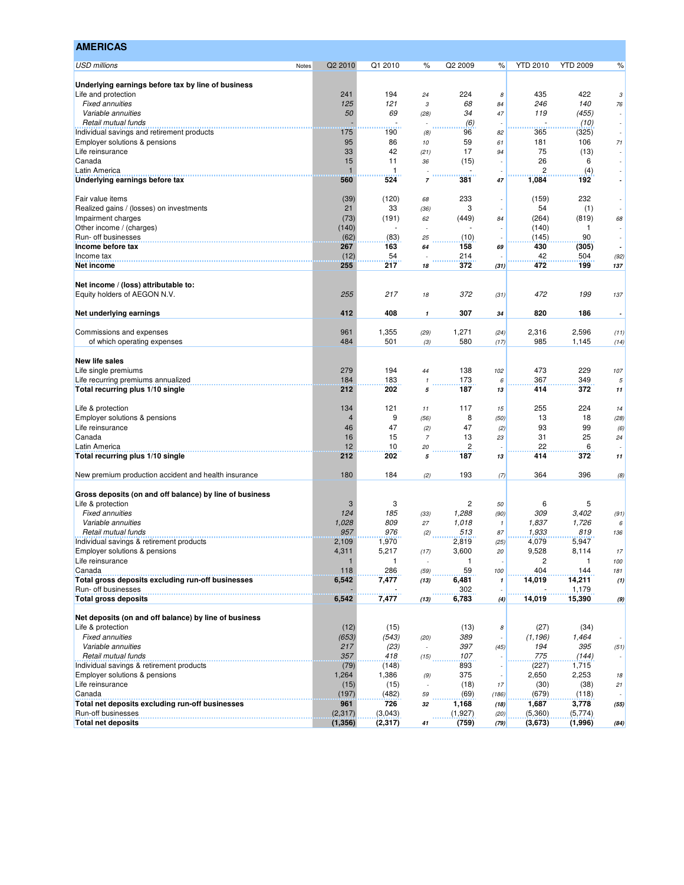## AMERICAS

| USD millions | Notes | Q2 2010 | Q1 2010 | % | Q2 2009 | % | YTD 2010 | YTD 2009 | % |
|---|---|---|---|---|---|---|---|---|---|
| **Underlying earnings before tax by line of business** | | | | | | | | | |
| Life and protection | | 241 | 194 | 24 | 224 | 8 | 435 | 422 | 3 |
| *Fixed annuities* | | *125* | *121* | *3* | *68* | *84* | *246* | *140* | *76* |
| *Variable annuities* | | *50* | *69* | *(28)* | *34* | *47* | *119* | *(455)* | *-* |
| *Retail mutual funds* | | *-* | *-* | *-* | *(6)* | *-* | *-* | *(10)* | *-* |
| Individual savings and retirement products | | 175 | 190 | (8) | 96 | 82 | 365 | (325) | - |
| Employer solutions & pensions | | 95 | 86 | 10 | 59 | 61 | 181 | 106 | 71 |
| Life reinsurance | | 33 | 42 | (21) | 17 | 94 | 75 | (13) | - |
| Canada | | 15 | 11 | 36 | (15) | - | 26 | 6 | - |
| Latin America | | 1 | 1 | - | - | - | 2 | (4) | - |
| **Underlying earnings before tax** | | **560** | **524** | **7** | **381** | **47** | **1,084** | **192** | **-** |
| | | | | | | | | | |
| Fair value items | | (39) | (120) | 68 | 233 | - | (159) | 232 | - |
| Realized gains / (losses) on investments | | 21 | 33 | (36) | 3 | - | 54 | (1) | - |
| Impairment charges | | (73) | (191) | 62 | (449) | 84 | (264) | (819) | 68 |
| Other income / (charges) | | (140) | - | - | - | - | (140) | 1 | - |
| Run- off businesses | | (62) | (83) | 25 | (10) | - | (145) | 90 | - |
| **Income before tax** | | **267** | **163** | **64** | **158** | **69** | **430** | **(305)** | **-** |
| Income tax | | (12) | 54 | - | 214 | - | 42 | 504 | (92) |
| **Net income** | | **255** | **217** | **18** | **372** | **(31)** | **472** | **199** | **137** |
| | | | | | | | | | |
| **Net income / (loss) attributable to:** | | | | | | | | | |
| Equity holders of AEGON N.V. | | *255* | *217* | *18* | *372* | *(31)* | *472* | *199* | *137* |
| | | | | | | | | | |
| **Net underlying earnings** | | **412** | **408** | **1** | **307** | **34** | **820** | **186** | **-** |
| | | | | | | | | | |
| Commissions and expenses | | 961 | 1,355 | (29) | 1,271 | (24) | 2,316 | 2,596 | (11) |
| of which operating expenses | | 484 | 501 | (3) | 580 | (17) | 985 | 1,145 | (14) |
| | | | | | | | | | |
| **New life sales** | | | | | | | | | |
| Life single premiums | | 279 | 194 | 44 | 138 | 102 | 473 | 229 | 107 |
| Life recurring premiums annualized | | 184 | 183 | 1 | 173 | 6 | 367 | 349 | 5 |
| **Total recurring plus 1/10 single** | | **212** | **202** | **5** | **187** | **13** | **414** | **372** | **11** |
| | | | | | | | | | |
| Life & protection | | 134 | 121 | 11 | 117 | 15 | 255 | 224 | 14 |
| Employer solutions & pensions | | 4 | 9 | (56) | 8 | (50) | 13 | 18 | (28) |
| Life reinsurance | | 46 | 47 | (2) | 47 | (2) | 93 | 99 | (6) |
| Canada | | 16 | 15 | 7 | 13 | 23 | 31 | 25 | 24 |
| Latin America | | 12 | 10 | 20 | 2 | - | 22 | 6 | - |
| **Total recurring plus 1/10 single** | | **212** | **202** | **5** | **187** | **13** | **414** | **372** | **11** |
| | | | | | | | | | |
| New premium production accident and health insurance | | 180 | 184 | (2) | 193 | (7) | 364 | 396 | (8) |
| | | | | | | | | | |
| **Gross deposits (on and off balance) by line of business** | | | | | | | | | |
| Life & protection | | 3 | 3 | | 2 | 50 | 6 | 5 | |
| *Fixed annuities* | | *124* | *185* | *(33)* | *1,288* | *(90)* | *309* | *3,402* | *(91)* |
| *Variable annuities* | | *1,028* | *809* | *27* | *1,018* | *1* | *1,837* | *1,726* | *6* |
| *Retail mutual funds* | | *957* | *976* | *(2)* | *513* | *87* | *1,933* | *819* | *136* |
| Individual savings & retirement products | | 2,109 | 1,970 | | 2,819 | (25) | 4,079 | 5,947 | |
| Employer solutions & pensions | | 4,311 | 5,217 | (17) | 3,600 | 20 | 9,528 | 8,114 | 17 |
| Life reinsurance | | 1 | 1 | - | 1 | - | 2 | 1 | 100 |
| Canada | | 118 | 286 | (59) | 59 | 100 | 404 | 144 | 181 |
| **Total gross deposits excluding run-off businesses** | | **6,542** | **7,477** | **(13)** | **6,481** | **1** | **14,019** | **14,211** | **(1)** |
| Run- off businesses | | - | - | | 302 | - | - | 1,179 | |
| **Total gross deposits** | | **6,542** | **7,477** | **(13)** | **6,783** | **(4)** | **14,019** | **15,390** | **(9)** |
| | | | | | | | | | |
| **Net deposits (on and off balance) by line of business** | | | | | | | | | |
| Life & protection | | (12) | (15) | | (13) | 8 | (27) | (34) | |
| *Fixed annuities* | | *(653)* | *(543)* | *(20)* | *389* | *-* | *(1,196)* | *1,464* | *-* |
| *Variable annuities* | | *217* | *(23)* | *-* | *397* | *(45)* | *194* | *395* | *(51)* |
| *Retail mutual funds* | | *357* | *418* | *(15)* | *107* | *-* | *775* | *(144)* | *-* |
| Individual savings & retirement products | | (79) | (148) | | 893 | - | (227) | 1,715 | |
| Employer solutions & pensions | | 1,264 | 1,386 | (9) | 375 | - | 2,650 | 2,253 | 18 |
| Life reinsurance | | (15) | (15) | - | (18) | 17 | (30) | (38) | 21 |
| Canada | | (197) | (482) | 59 | (69) | (186) | (679) | (118) | - |
| **Total net deposits excluding run-off businesses** | | **961** | **726** | **32** | **1,168** | **(18)** | **1,687** | **3,778** | **(55)** |
| Run-off businesses | | (2,317) | (3,043) | | (1,927) | (20) | (5,360) | (5,774) | |
| **Total net deposits** | | **(1,356)** | **(2,317)** | **41** | **(759)** | **(79)** | **(3,673)** | **(1,996)** | **(84)** |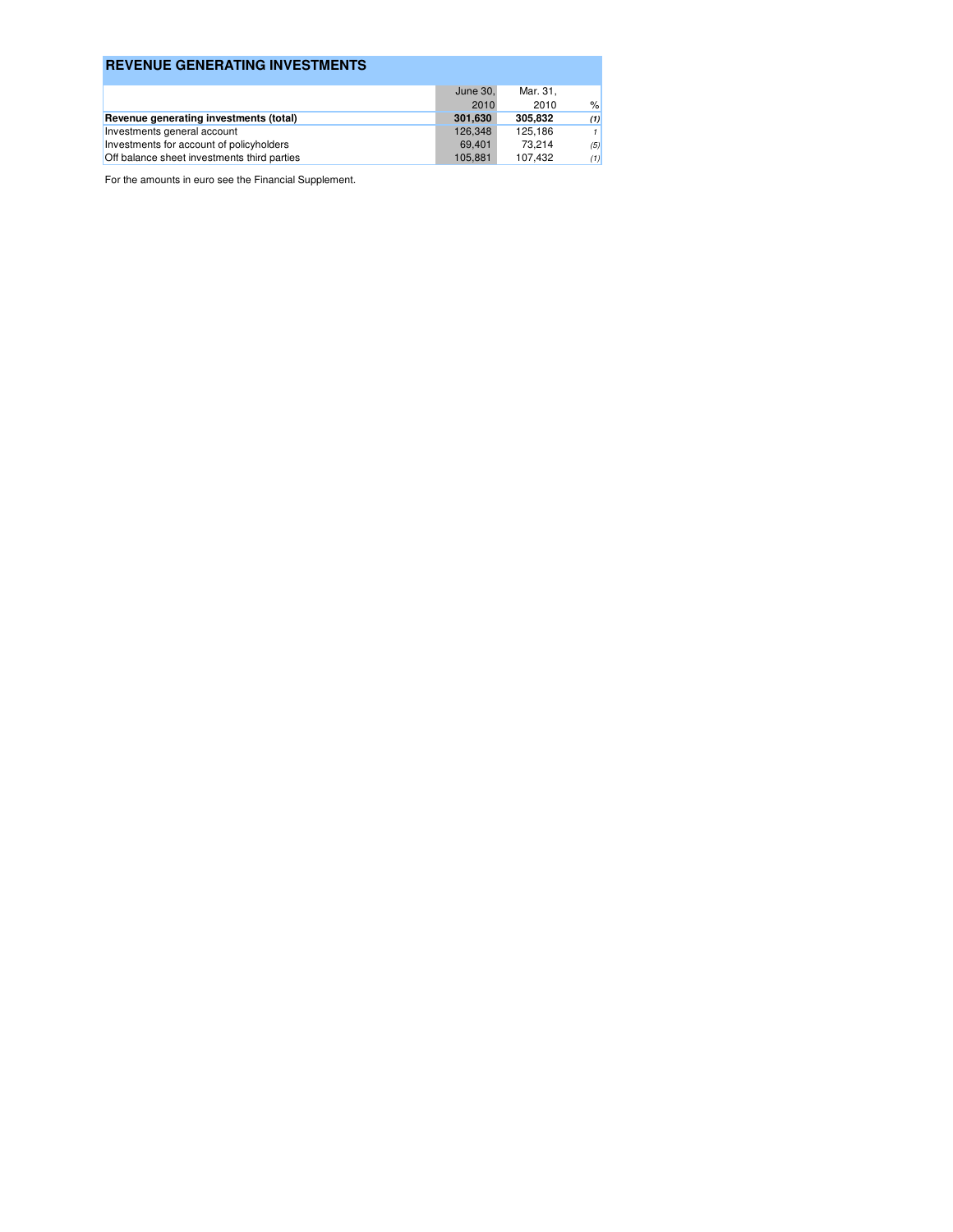## REVENUE GENERATING INVESTMENTS

| | June 30, 2010 | Mar. 31, 2010 | % |
|---|---|---|---|
| **Revenue generating investments (total)** | **301,630** | **305,832** | ***(1)*** |
| Investments general account | 126,348 | 125,186 | *1* |
| Investments for account of policyholders | 69,401 | 73,214 | *(5)* |
| Off balance sheet investments third parties | 105,881 | 107,432 | *(1)* |

For the amounts in euro see the Financial Supplement.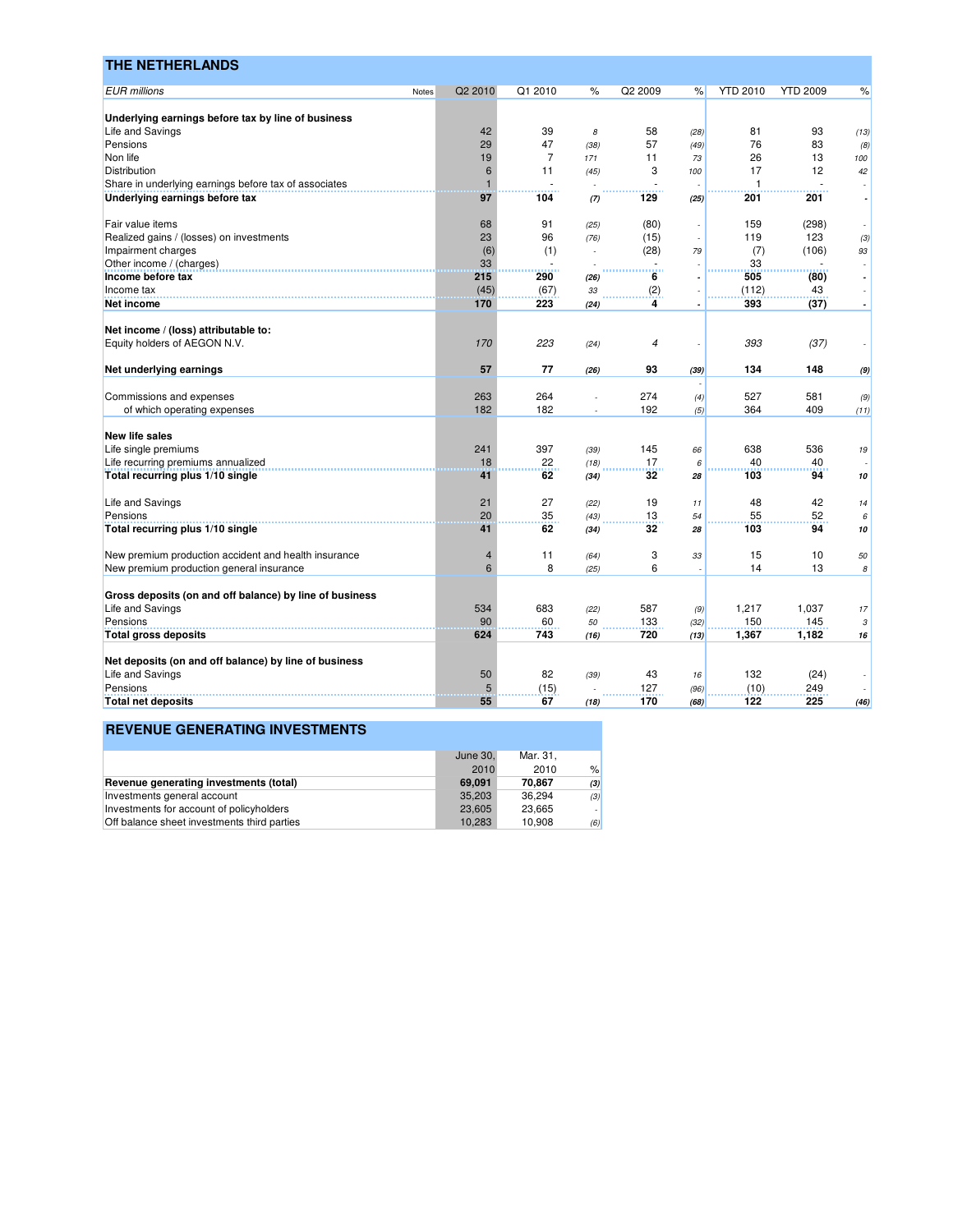## THE NETHERLANDS

| EUR millions | Notes | Q2 2010 | Q1 2010 | % | Q2 2009 | % | YTD 2010 | YTD 2009 | % |
|---|---|---|---|---|---|---|---|---|---|
| **Underlying earnings before tax by line of business** | | | | | | | | | |
| Life and Savings | | 42 | 39 | 8 | 58 | (28) | 81 | 93 | (13) |
| Pensions | | 29 | 47 | (38) | 57 | (49) | 76 | 83 | (8) |
| Non life | | 19 | 7 | 171 | 11 | 73 | 26 | 13 | 100 |
| Distribution | | 6 | 11 | (45) | 3 | 100 | 17 | 12 | 42 |
| Share in underlying earnings before tax of associates | | 1 | - | - | - | - | 1 | - | - |
| **Underlying earnings before tax** | | **97** | **104** | **(7)** | **129** | **(25)** | **201** | **201** | **-** |
| | | | | | | | | | |
| Fair value items | | 68 | 91 | (25) | (80) | - | 159 | (298) | - |
| Realized gains / (losses) on investments | | 23 | 96 | (76) | (15) | - | 119 | 123 | (3) |
| Impairment charges | | (6) | (1) | - | (28) | 79 | (7) | (106) | 93 |
| Other income / (charges) | | 33 | - | - | - | - | 33 | - | - |
| **Income before tax** | | **215** | **290** | **(26)** | **6** | **-** | **505** | **(80)** | **-** |
| Income tax | | (45) | (67) | 33 | (2) | - | (112) | 43 | - |
| **Net income** | | **170** | **223** | **(24)** | **4** | **-** | **393** | **(37)** | **-** |
| | | | | | | | | | |
| **Net income / (loss) attributable to:** | | | | | | | | | |
| Equity holders of AEGON N.V. | | *170* | *223* | *(24)* | *4* | *-* | *393* | *(37)* | *-* |
| | | | | | | | | | |
| **Net underlying earnings** | | **57** | **77** | **(26)** | **93** | **(39)** | **134** | **148** | **(9)** |
| | | | | | | | | | |
| Commissions and expenses | | 263 | 264 | - | 274 | (4) | 527 | 581 | (9) |
| of which operating expenses | | 182 | 182 | - | 192 | (5) | 364 | 409 | (11) |
| | | | | | | | | | |
| **New life sales** | | | | | | | | | |
| Life single premiums | | 241 | 397 | (39) | 145 | 66 | 638 | 536 | 19 |
| Life recurring premiums annualized | | 18 | 22 | (18) | 17 | 6 | 40 | 40 | - |
| **Total recurring plus 1/10 single** | | **41** | **62** | **(34)** | **32** | **28** | **103** | **94** | **10** |
| | | | | | | | | | |
| Life and Savings | | 21 | 27 | (22) | 19 | 11 | 48 | 42 | 14 |
| Pensions | | 20 | 35 | (43) | 13 | 54 | 55 | 52 | 6 |
| **Total recurring plus 1/10 single** | | **41** | **62** | **(34)** | **32** | **28** | **103** | **94** | **10** |
| | | | | | | | | | |
| New premium production accident and health insurance | | 4 | 11 | (64) | 3 | 33 | 15 | 10 | 50 |
| New premium production general insurance | | 6 | 8 | (25) | 6 | - | 14 | 13 | 8 |
| | | | | | | | | | |
| **Gross deposits (on and off balance) by line of business** | | | | | | | | | |
| Life and Savings | | 534 | 683 | (22) | 587 | (9) | 1,217 | 1,037 | 17 |
| Pensions | | 90 | 60 | 50 | 133 | (32) | 150 | 145 | 3 |
| **Total gross deposits** | | **624** | **743** | **(16)** | **720** | **(13)** | **1,367** | **1,182** | **16** |
| | | | | | | | | | |
| **Net deposits (on and off balance) by line of business** | | | | | | | | | |
| Life and Savings | | 50 | 82 | (39) | 43 | 16 | 132 | (24) | - |
| Pensions | | 5 | (15) | - | 127 | (96) | (10) | 249 | - |
| **Total net deposits** | | **55** | **67** | **(18)** | **170** | **(68)** | **122** | **225** | **(46)** |

## REVENUE GENERATING INVESTMENTS

| | June 30, 2010 | Mar. 31, 2010 | % |
|---|---|---|---|
| **Revenue generating investments (total)** | **69,091** | **70,867** | **(3)** |
| Investments general account | 35,203 | 36,294 | (3) |
| Investments for account of policyholders | 23,605 | 23,665 | - |
| Off balance sheet investments third parties | 10,283 | 10,908 | (6) |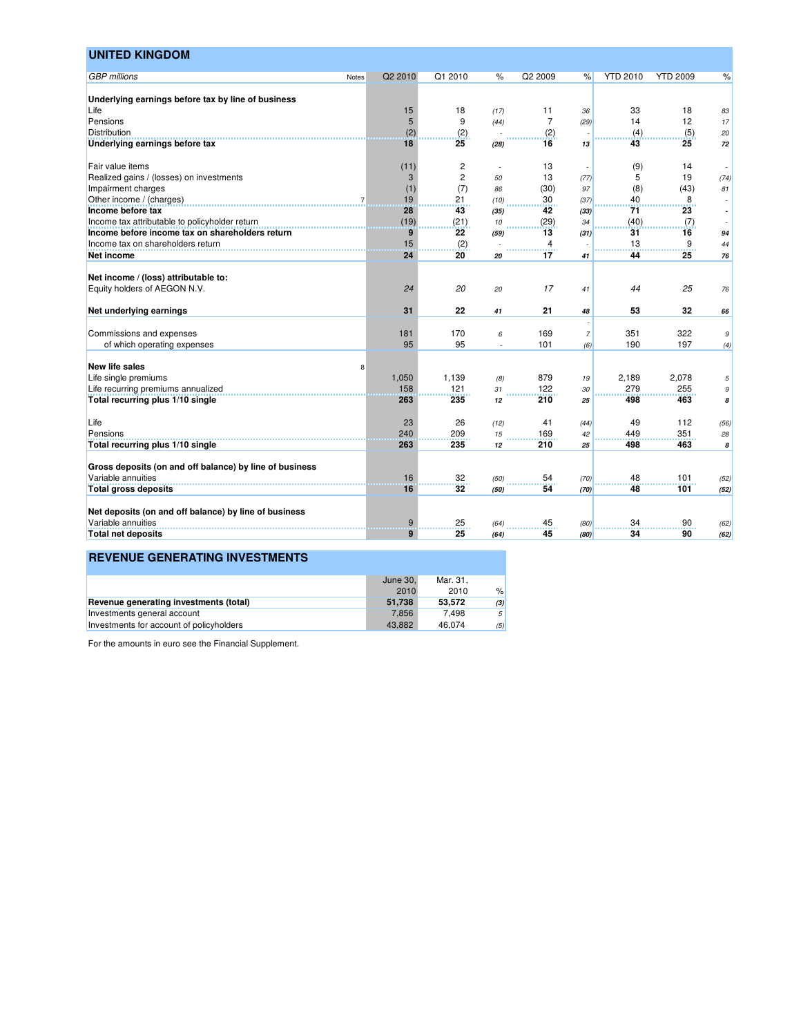## UNITED KINGDOM

| *GBP millions* | Notes | Q2 2010 | Q1 2010 | % | Q2 2009 | % | YTD 2010 | YTD 2009 | % |
|---|---|---|---|---|---|---|---|---|---|
| **Underlying earnings before tax by line of business** | | | | | | | | | |
| Life | | 15 | 18 | *(17)* | 11 | *36* | 33 | 18 | *83* |
| Pensions | | 5 | 9 | *(44)* | 7 | *(29)* | 14 | 12 | *17* |
| Distribution | | (2) | (2) | *-* | (2) | *-* | (4) | (5) | *20* |
| **Underlying earnings before tax** | | **18** | **25** | ***(28)*** | **16** | ***13*** | **43** | **25** | ***72*** |
| | | | | | | | | | |
| Fair value items | | (11) | 2 | *-* | 13 | *-* | (9) | 14 | *-* |
| Realized gains / (losses) on investments | | 3 | 2 | *50* | 13 | *(77)* | 5 | 19 | *(74)* |
| Impairment charges | | (1) | (7) | *86* | (30) | *97* | (8) | (43) | *81* |
| Other income / (charges) | 7 | 19 | 21 | *(10)* | 30 | *(37)* | 40 | 8 | *-* |
| **Income before tax** | | **28** | **43** | ***(35)*** | **42** | ***(33)*** | **71** | **23** | ***-*** |
| Income tax attributable to policyholder return | | (19) | (21) | *10* | (29) | *34* | (40) | (7) | *-* |
| **Income before income tax on shareholders return** | | **9** | **22** | ***(59)*** | **13** | ***(31)*** | **31** | **16** | ***94*** |
| Income tax on shareholders return | | 15 | (2) | *-* | 4 | *-* | 13 | 9 | *44* |
| **Net income** | | **24** | **20** | ***20*** | **17** | ***41*** | **44** | **25** | ***76*** |
| | | | | | | | | | |
| **Net income / (loss) attributable to:** | | | | | | | | | |
| Equity holders of AEGON N.V. | | *24* | *20* | *20* | *17* | *41* | *44* | *25* | *76* |
| | | | | | | | | | |
| **Net underlying earnings** | | **31** | **22** | ***41*** | **21** | ***48*** | **53** | **32** | ***66*** |
| | | | | | | | | | |
| Commissions and expenses | | 181 | 170 | *6* | 169 | *7* | 351 | 322 | *9* |
| of which operating expenses | | 95 | 95 | *-* | 101 | *(6)* | 190 | 197 | *(4)* |
| | | | | | | | | | |
| **New life sales** | 8 | | | | | | | | |
| Life single premiums | | 1,050 | 1,139 | *(8)* | 879 | *19* | 2,189 | 2,078 | *5* |
| Life recurring premiums annualized | | 158 | 121 | *31* | 122 | *30* | 279 | 255 | *9* |
| **Total recurring plus 1/10 single** | | **263** | **235** | ***12*** | **210** | ***25*** | **498** | **463** | ***8*** |
| | | | | | | | | | |
| Life | | 23 | 26 | *(12)* | 41 | *(44)* | 49 | 112 | *(56)* |
| Pensions | | 240 | 209 | *15* | 169 | *42* | 449 | 351 | *28* |
| **Total recurring plus 1/10 single** | | **263** | **235** | ***12*** | **210** | ***25*** | **498** | **463** | ***8*** |
| | | | | | | | | | |
| **Gross deposits (on and off balance) by line of business** | | | | | | | | | |
| Variable annuities | | 16 | 32 | *(50)* | 54 | *(70)* | 48 | 101 | *(52)* |
| **Total gross deposits** | | **16** | **32** | ***(50)*** | **54** | ***(70)*** | **48** | **101** | ***(52)*** |
| | | | | | | | | | |
| **Net deposits (on and off balance) by line of business** | | | | | | | | | |
| Variable annuities | | 9 | 25 | *(64)* | 45 | *(80)* | 34 | 90 | *(62)* |
| **Total net deposits** | | **9** | **25** | ***(64)*** | **45** | ***(80)*** | **34** | **90** | ***(62)*** |

## REVENUE GENERATING INVESTMENTS

| | June 30, 2010 | Mar. 31, 2010 | % |
|---|---|---|---|
| **Revenue generating investments (total)** | **51,738** | **53,572** | ***(3)*** |
| Investments general account | 7,856 | 7,498 | *5* |
| Investments for account of policyholders | 43,882 | 46,074 | *(5)* |

For the amounts in euro see the Financial Supplement.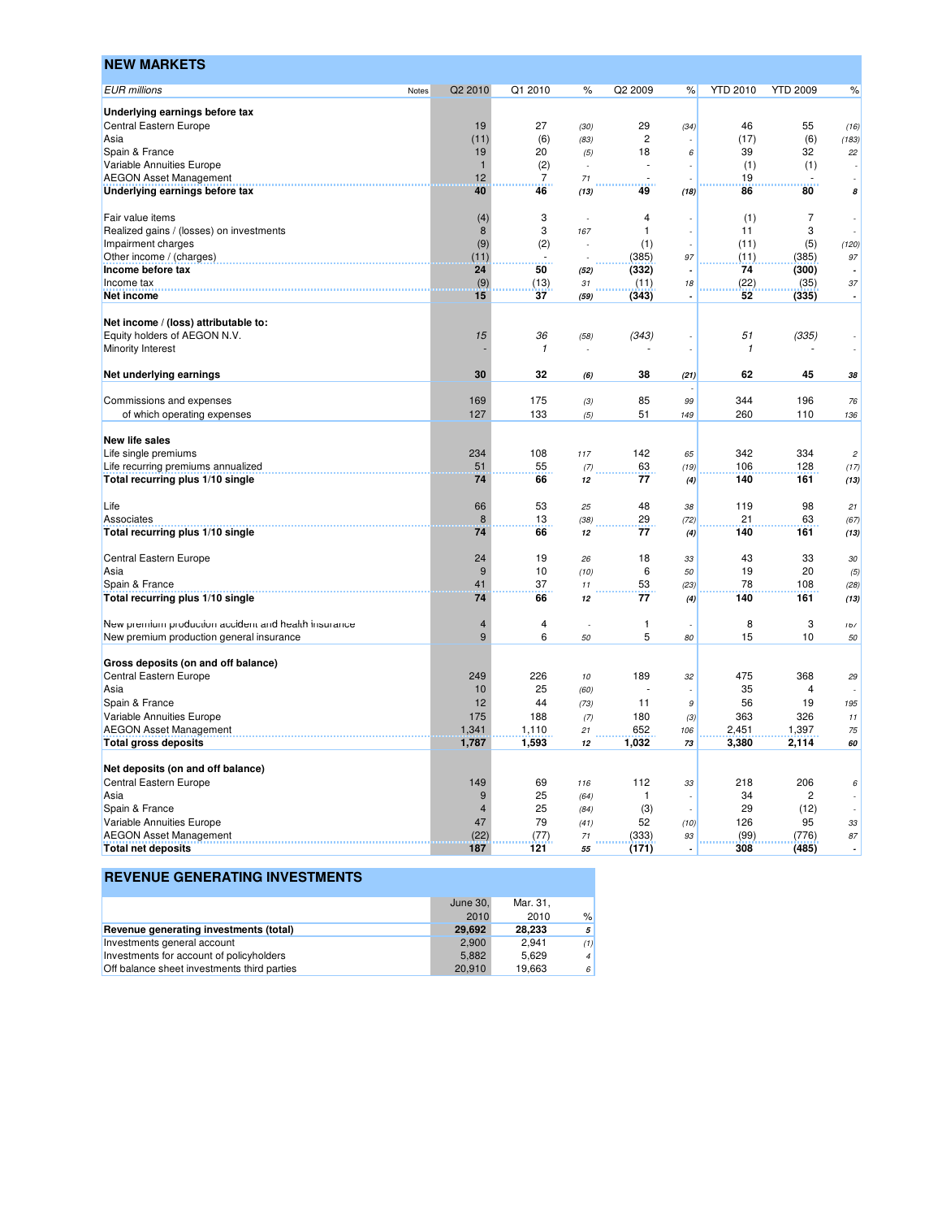## NEW MARKETS

| EUR millions | Notes | Q2 2010 | Q1 2010 | % | Q2 2009 | % | YTD 2010 | YTD 2009 | % |
|---|---|---|---|---|---|---|---|---|---|
| **Underlying earnings before tax** | | | | | | | | | |
| Central Eastern Europe | | 19 | 27 | (30) | 29 | (34) | 46 | 55 | (16) |
| Asia | | (11) | (6) | (83) | 2 | - | (17) | (6) | (183) |
| Spain & France | | 19 | 20 | (5) | 18 | 6 | 39 | 32 | 22 |
| Variable Annuities Europe | | 1 | (2) | - | - | - | (1) | (1) | - |
| AEGON Asset Management | | 12 | 7 | 71 | - | - | 19 | - | - |
| **Underlying earnings before tax** | | **40** | **46** | **(13)** | **49** | **(18)** | **86** | **80** | **8** |
| | | | | | | | | | |
| Fair value items | | (4) | 3 | - | 4 | - | (1) | 7 | - |
| Realized gains / (losses) on investments | | 8 | 3 | 167 | 1 | - | 11 | 3 | - |
| Impairment charges | | (9) | (2) | - | (1) | - | (11) | (5) | (120) |
| Other income / (charges) | | (11) | - | - | (385) | 97 | (11) | (385) | 97 |
| **Income before tax** | | **24** | **50** | **(52)** | **(332)** | **-** | **74** | **(300)** | **-** |
| Income tax | | (9) | (13) | 31 | (11) | 18 | (22) | (35) | 37 |
| **Net income** | | **15** | **37** | **(59)** | **(343)** | **-** | **52** | **(335)** | **-** |
| | | | | | | | | | |
| **Net income / (loss) attributable to:** | | | | | | | | | |
| Equity holders of AEGON N.V. | | 15 | 36 | (58) | (343) | - | 51 | (335) | - |
| Minority Interest | | - | 1 | - | - | - | 1 | - | - |
| | | | | | | | | | |
| **Net underlying earnings** | | **30** | **32** | **(6)** | **38** | **(21)** | **62** | **45** | **38** |
| | | | | | | | | | |
| Commissions and expenses | | 169 | 175 | (3) | 85 | 99 | 344 | 196 | 76 |
| of which operating expenses | | 127 | 133 | (5) | 51 | 149 | 260 | 110 | 136 |
| | | | | | | | | | |
| **New life sales** | | | | | | | | | |
| Life single premiums | | 234 | 108 | 117 | 142 | 65 | 342 | 334 | 2 |
| Life recurring premiums annualized | | 51 | 55 | (7) | 63 | (19) | 106 | 128 | (17) |
| **Total recurring plus 1/10 single** | | **74** | **66** | **12** | **77** | **(4)** | **140** | **161** | **(13)** |
| | | | | | | | | | |
| Life | | 66 | 53 | 25 | 48 | 38 | 119 | 98 | 21 |
| Associates | | 8 | 13 | (38) | 29 | (72) | 21 | 63 | (67) |
| **Total recurring plus 1/10 single** | | **74** | **66** | **12** | **77** | **(4)** | **140** | **161** | **(13)** |
| | | | | | | | | | |
| Central Eastern Europe | | 24 | 19 | 26 | 18 | 33 | 43 | 33 | 30 |
| Asia | | 9 | 10 | (10) | 6 | 50 | 19 | 20 | (5) |
| Spain & France | | 41 | 37 | 11 | 53 | (23) | 78 | 108 | (28) |
| **Total recurring plus 1/10 single** | | **74** | **66** | **12** | **77** | **(4)** | **140** | **161** | **(13)** |
| | | | | | | | | | |
| New premium production accident and health insurance | | 4 | 4 | - | 1 | - | 8 | 3 | 167 |
| New premium production general insurance | | 9 | 6 | 50 | 5 | 80 | 15 | 10 | 50 |
| | | | | | | | | | |
| **Gross deposits (on and off balance)** | | | | | | | | | |
| Central Eastern Europe | | 249 | 226 | 10 | 189 | 32 | 475 | 368 | 29 |
| Asia | | 10 | 25 | (60) | - | - | 35 | 4 | - |
| Spain & France | | 12 | 44 | (73) | 11 | 9 | 56 | 19 | 195 |
| Variable Annuities Europe | | 175 | 188 | (7) | 180 | (3) | 363 | 326 | 11 |
| AEGON Asset Management | | 1,341 | 1,110 | 21 | 652 | 106 | 2,451 | 1,397 | 75 |
| **Total gross deposits** | | **1,787** | **1,593** | **12** | **1,032** | **73** | **3,380** | **2,114** | **60** |
| | | | | | | | | | |
| **Net deposits (on and off balance)** | | | | | | | | | |
| Central Eastern Europe | | 149 | 69 | 116 | 112 | 33 | 218 | 206 | 6 |
| Asia | | 9 | 25 | (64) | 1 | - | 34 | 2 | - |
| Spain & France | | 4 | 25 | (84) | (3) | - | 29 | (12) | - |
| Variable Annuities Europe | | 47 | 79 | (41) | 52 | (10) | 126 | 95 | 33 |
| AEGON Asset Management | | (22) | (77) | 71 | (333) | 93 | (99) | (776) | 87 |
| **Total net deposits** | | **187** | **121** | **55** | **(171)** | **-** | **308** | **(485)** | **-** |

## REVENUE GENERATING INVESTMENTS

| | June 30, 2010 | Mar. 31, 2010 | % |
|---|---|---|---|
| **Revenue generating investments (total)** | **29,692** | **28,233** | **5** |
| Investments general account | 2,900 | 2,941 | (1) |
| Investments for account of policyholders | 5,882 | 5,629 | 4 |
| Off balance sheet investments third parties | 20,910 | 19,663 | 6 |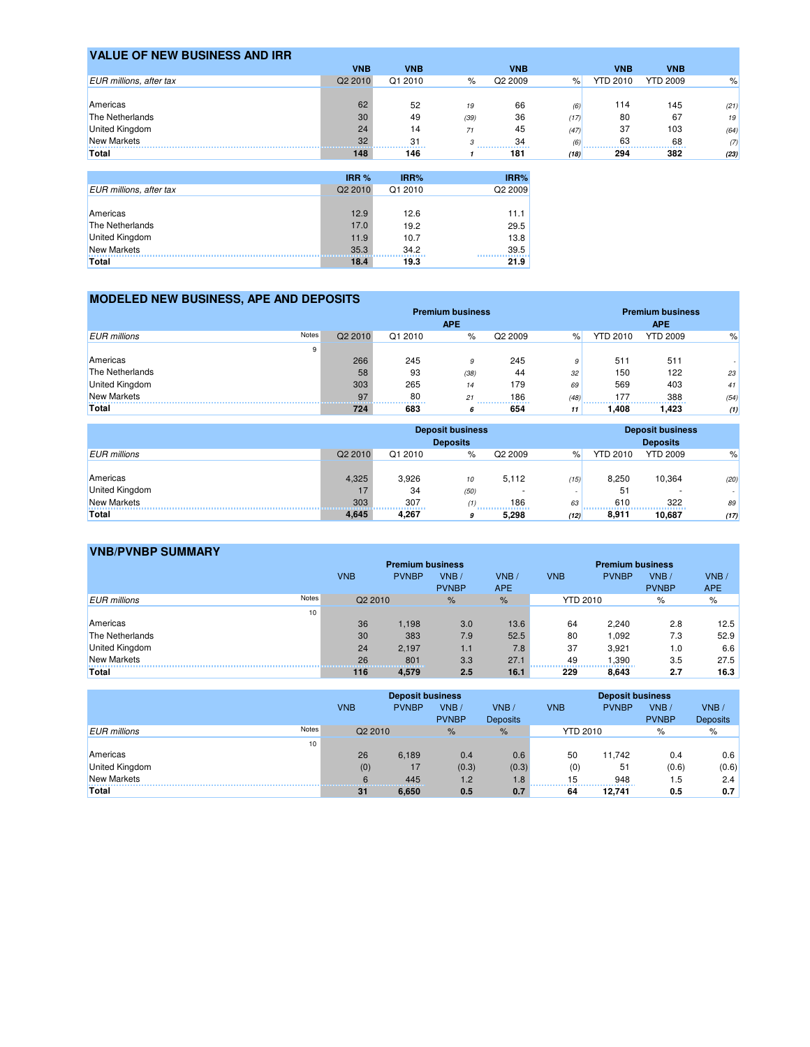## VALUE OF NEW BUSINESS AND IRR

| EUR millions, after tax | VNB Q2 2010 | VNB Q1 2010 | % | VNB Q2 2009 | % | VNB YTD 2010 | VNB YTD 2009 | % |
|---|---|---|---|---|---|---|---|---|
| Americas | 62 | 52 | 19 | 66 | (6) | 114 | 145 | (21) |
| The Netherlands | 30 | 49 | (39) | 36 | (17) | 80 | 67 | 19 |
| United Kingdom | 24 | 14 | 71 | 45 | (47) | 37 | 103 | (64) |
| New Markets | 32 | 31 | 3 | 34 | (6) | 63 | 68 | (7) |
| **Total** | **148** | **146** | **1** | **181** | **(18)** | **294** | **382** | **(23)** |

| EUR millions, after tax | IRR % Q2 2010 | IRR% Q1 2010 | IRR% Q2 2009 |
|---|---|---|---|
| Americas | 12.9 | 12.6 | 11.1 |
| The Netherlands | 17.0 | 19.2 | 29.5 |
| United Kingdom | 11.9 | 10.7 | 13.8 |
| New Markets | 35.3 | 34.2 | 39.5 |
| **Total** | **18.4** | **19.3** | **21.9** |

## MODELED NEW BUSINESS, APE AND DEPOSITS

| EUR millions | Notes | Premium business APE Q2 2010 | Q1 2010 | % | Q2 2009 | % | Premium business APE YTD 2010 | YTD 2009 | % |
|---|---|---|---|---|---|---|---|---|---|
| | 9 | | | | | | | | |
| Americas | | 266 | 245 | 9 | 245 | 9 | 511 | 511 | - |
| The Netherlands | | 58 | 93 | (38) | 44 | 32 | 150 | 122 | 23 |
| United Kingdom | | 303 | 265 | 14 | 179 | 69 | 569 | 403 | 41 |
| New Markets | | 97 | 80 | 21 | 186 | (48) | 177 | 388 | (54) |
| **Total** | | **724** | **683** | **6** | **654** | **11** | **1,408** | **1,423** | **(1)** |

| EUR millions | Deposit business Deposits Q2 2010 | Q1 2010 | % | Q2 2009 | % | Deposit business Deposits YTD 2010 | YTD 2009 | % |
|---|---|---|---|---|---|---|---|---|
| Americas | 4,325 | 3,926 | 10 | 5,112 | (15) | 8,250 | 10,364 | (20) |
| United Kingdom | 17 | 34 | (50) | - | - | 51 | - | - |
| New Markets | 303 | 307 | (1) | 186 | 63 | 610 | 322 | 89 |
| **Total** | **4,645** | **4,267** | **9** | **5,298** | **(12)** | **8,911** | **10,687** | **(17)** |

## VNB/PVNBP SUMMARY

| EUR millions | Notes | Premium business VNB Q2 2010 | PVNBP Q2 2010 | VNB / PVNBP % | VNB / APE % | Premium business VNB YTD 2010 | PVNBP YTD 2010 | VNB / PVNBP % | VNB / APE % |
|---|---|---|---|---|---|---|---|---|---|
| | 10 | | | | | | | | |
| Americas | | 36 | 1,198 | 3.0 | 13.6 | 64 | 2,240 | 2.8 | 12.5 |
| The Netherlands | | 30 | 383 | 7.9 | 52.5 | 80 | 1,092 | 7.3 | 52.9 |
| United Kingdom | | 24 | 2,197 | 1.1 | 7.8 | 37 | 3,921 | 1.0 | 6.6 |
| New Markets | | 26 | 801 | 3.3 | 27.1 | 49 | 1,390 | 3.5 | 27.5 |
| **Total** | | **116** | **4,579** | **2.5** | **16.1** | **229** | **8,643** | **2.7** | **16.3** |

| EUR millions | Notes | Deposit business VNB Q2 2010 | PVNBP Q2 2010 | VNB / PVNBP % | VNB / Deposits % | Deposit business VNB YTD 2010 | PVNBP YTD 2010 | VNB / PVNBP % | VNB / Deposits % |
|---|---|---|---|---|---|---|---|---|---|
| | 10 | | | | | | | | |
| Americas | | 26 | 6,189 | 0.4 | 0.6 | 50 | 11,742 | 0.4 | 0.6 |
| United Kingdom | | (0) | 17 | (0.3) | (0.3) | (0) | 51 | (0.6) | (0.6) |
| New Markets | | 6 | 445 | 1.2 | 1.8 | 15 | 948 | 1.5 | 2.4 |
| **Total** | | **31** | **6,650** | **0.5** | **0.7** | **64** | **12,741** | **0.5** | **0.7** |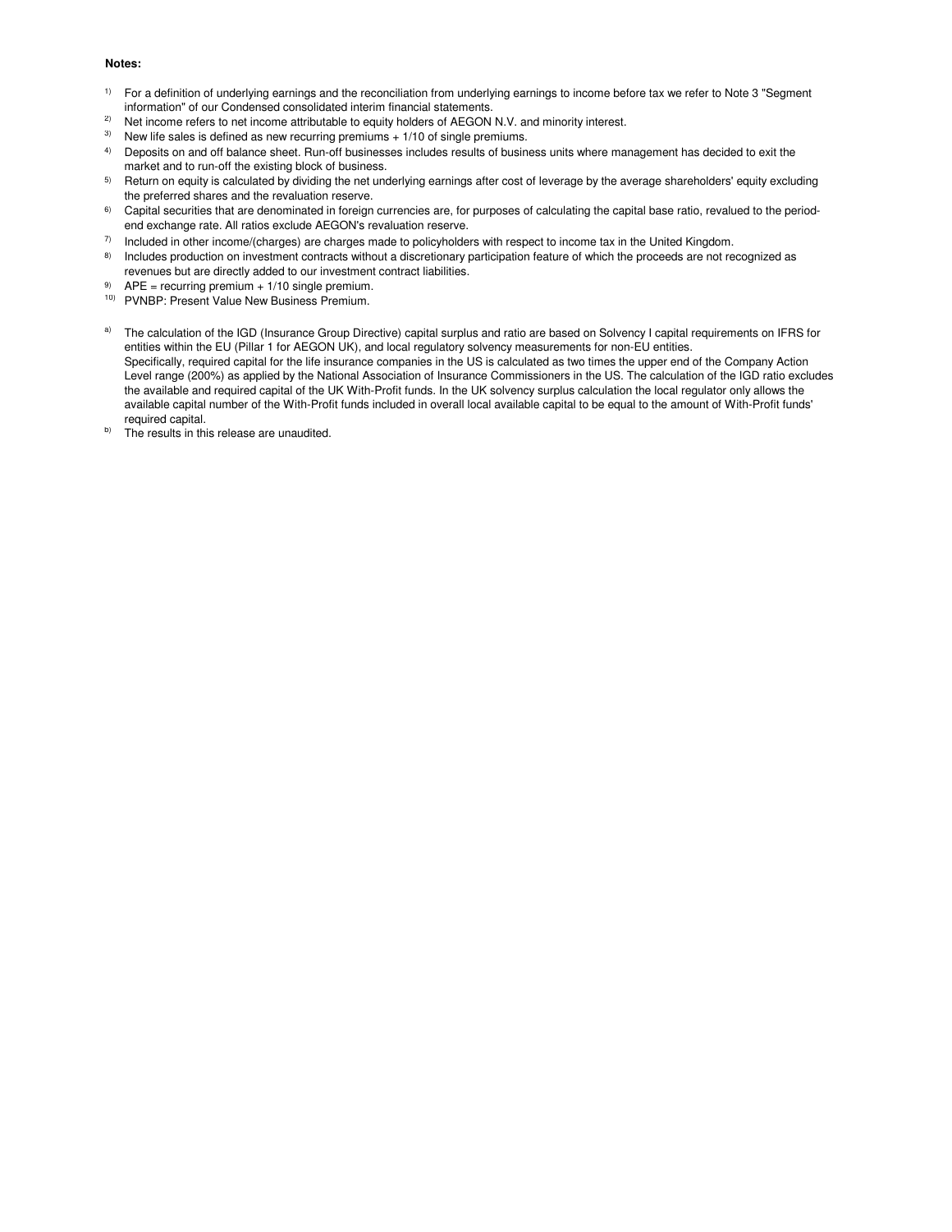**Notes:**

[1] For a definition of underlying earnings and the reconciliation from underlying earnings to income before tax we refer to Note 3 "Segment information" of our Condensed consolidated interim financial statements.

[2] Net income refers to net income attributable to equity holders of AEGON N.V. and minority interest.

[3] New life sales is defined as new recurring premiums + 1/10 of single premiums.

[4] Deposits on and off balance sheet. Run-off businesses includes results of business units where management has decided to exit the market and to run-off the existing block of business.

[5] Return on equity is calculated by dividing the net underlying earnings after cost of leverage by the average shareholders' equity excluding the preferred shares and the revaluation reserve.

[6] Capital securities that are denominated in foreign currencies are, for purposes of calculating the capital base ratio, revalued to the period-end exchange rate. All ratios exclude AEGON's revaluation reserve.

[7] Included in other income/(charges) are charges made to policyholders with respect to income tax in the United Kingdom.

[8] Includes production on investment contracts without a discretionary participation feature of which the proceeds are not recognized as revenues but are directly added to our investment contract liabilities.

[9] APE = recurring premium + 1/10 single premium.

[10] PVNBP: Present Value New Business Premium.

[a] The calculation of the IGD (Insurance Group Directive) capital surplus and ratio are based on Solvency I capital requirements on IFRS for entities within the EU (Pillar 1 for AEGON UK), and local regulatory solvency measurements for non-EU entities.
Specifically, required capital for the life insurance companies in the US is calculated as two times the upper end of the Company Action Level range (200%) as applied by the National Association of Insurance Commissioners in the US. The calculation of the IGD ratio excludes the available and required capital of the UK With-Profit funds. In the UK solvency surplus calculation the local regulator only allows the available capital number of the With-Profit funds included in overall local available capital to be equal to the amount of With-Profit funds' required capital.

[b] The results in this release are unaudited.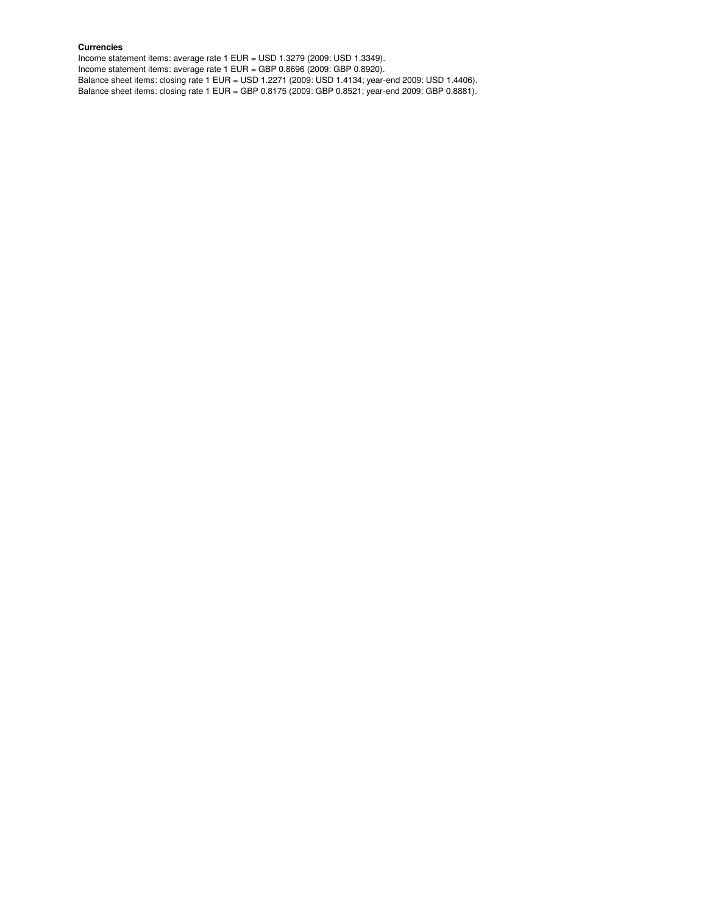**Currencies**

Income statement items: average rate 1 EUR = USD 1.3279 (2009: USD 1.3349).
Income statement items: average rate 1 EUR = GBP 0.8696 (2009: GBP 0.8920).
Balance sheet items: closing rate 1 EUR = USD 1.2271 (2009: USD 1.4134; year-end 2009: USD 1.4406).
Balance sheet items: closing rate 1 EUR = GBP 0.8175 (2009: GBP 0.8521; year-end 2009: GBP 0.8881).